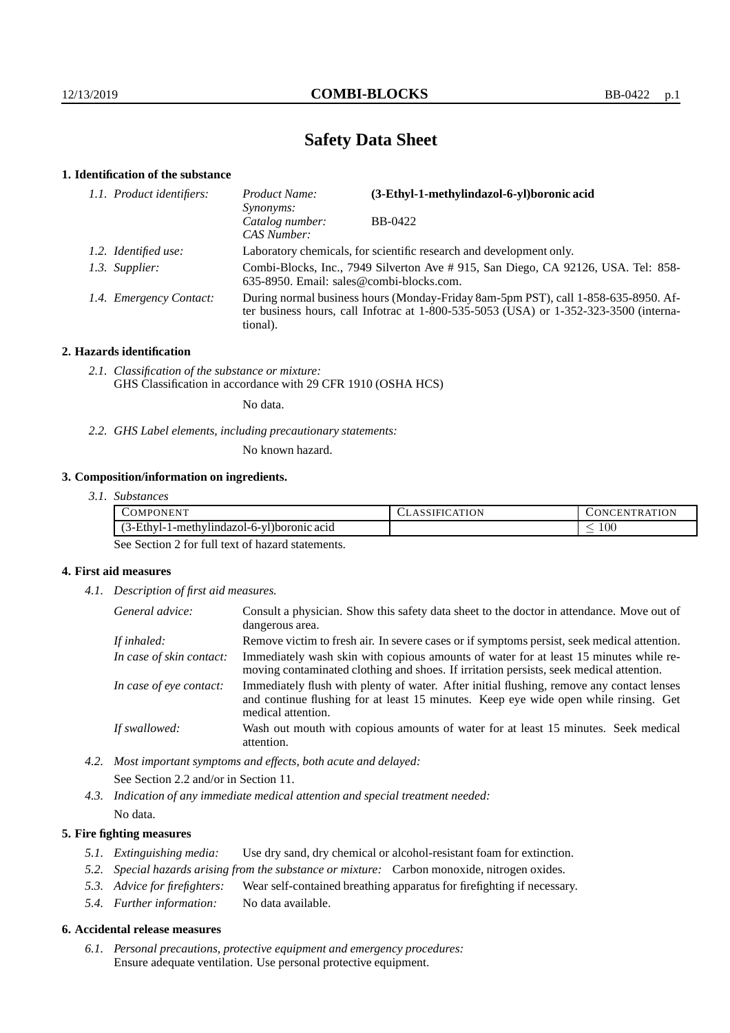# Safety Data Sheet

## 1. Identification of the substance

*1.1. Product identifiers:*
- *Product Name:* **(3-Ethyl-1-methylindazol-6-yl)boronic acid**
- *Synonyms:*
- *Catalog number:* BB-0422
- *CAS Number:*

*1.2. Identified use:* Laboratory chemicals, for scientific research and development only.

*1.3. Supplier:* Combi-Blocks, Inc., 7949 Silverton Ave # 915, San Diego, CA 92126, USA. Tel: 858-635-8950. Email: sales@combi-blocks.com.

*1.4. Emergency Contact:* During normal business hours (Monday-Friday 8am-5pm PST), call 1-858-635-8950. After business hours, call Infotrac at 1-800-535-5053 (USA) or 1-352-323-3500 (international).

## 2. Hazards identification

*2.1. Classification of the substance or mixture:*
GHS Classification in accordance with 29 CFR 1910 (OSHA HCS)

No data.

*2.2. GHS Label elements, including precautionary statements:*

No known hazard.

## 3. Composition/information on ingredients.

*3.1. Substances*

| COMPONENT | CLASSIFICATION | CONCENTRATION |
|---|---|---|
| (3-Ethyl-1-methylindazol-6-yl)boronic acid | | $\leq 100$ |

See Section 2 for full text of hazard statements.

## 4. First aid measures

*4.1. Description of first aid measures.*

- *General advice:* Consult a physician. Show this safety data sheet to the doctor in attendance. Move out of dangerous area.
- *If inhaled:* Remove victim to fresh air. In severe cases or if symptoms persist, seek medical attention.
- *In case of skin contact:* Immediately wash skin with copious amounts of water for at least 15 minutes while removing contaminated clothing and shoes. If irritation persists, seek medical attention.
- *In case of eye contact:* Immediately flush with plenty of water. After initial flushing, remove any contact lenses and continue flushing for at least 15 minutes. Keep eye wide open while rinsing. Get medical attention.
- *If swallowed:* Wash out mouth with copious amounts of water for at least 15 minutes. Seek medical attention.

*4.2. Most important symptoms and effects, both acute and delayed:*
See Section 2.2 and/or in Section 11.

*4.3. Indication of any immediate medical attention and special treatment needed:*
No data.

## 5. Fire fighting measures

*5.1. Extinguishing media:* Use dry sand, dry chemical or alcohol-resistant foam for extinction.

*5.2. Special hazards arising from the substance or mixture:* Carbon monoxide, nitrogen oxides.

*5.3. Advice for firefighters:* Wear self-contained breathing apparatus for firefighting if necessary.

*5.4. Further information:* No data available.

## 6. Accidental release measures

*6.1. Personal precautions, protective equipment and emergency procedures:*
Ensure adequate ventilation. Use personal protective equipment.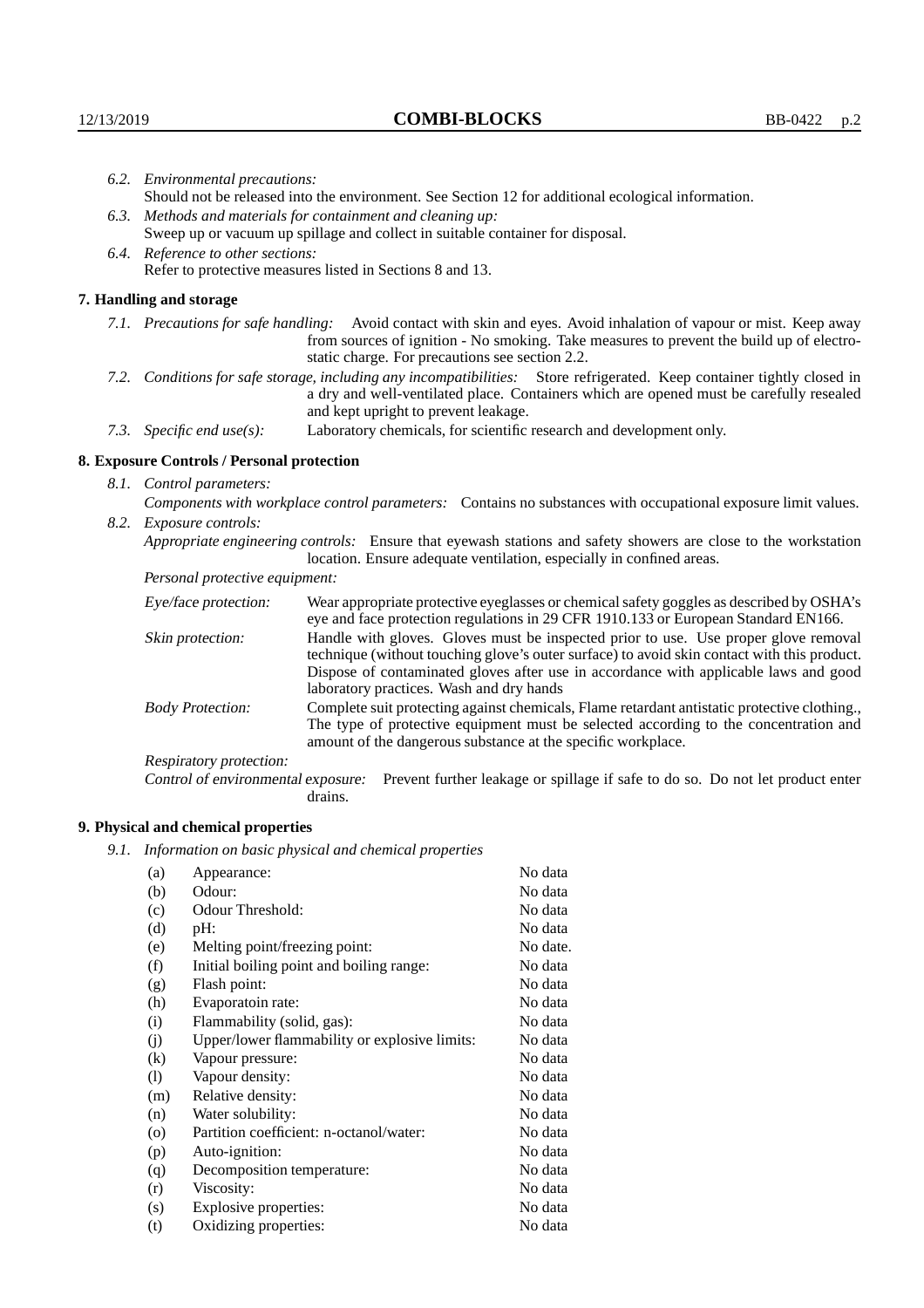*6.2. Environmental precautions:*
Should not be released into the environment. See Section 12 for additional ecological information.

*6.3. Methods and materials for containment and cleaning up:*
Sweep up or vacuum up spillage and collect in suitable container for disposal.

*6.4. Reference to other sections:*
Refer to protective measures listed in Sections 8 and 13.

## 7. Handling and storage

*7.1. Precautions for safe handling:* Avoid contact with skin and eyes. Avoid inhalation of vapour or mist. Keep away from sources of ignition - No smoking. Take measures to prevent the build up of electrostatic charge. For precautions see section 2.2.

*7.2. Conditions for safe storage, including any incompatibilities:* Store refrigerated. Keep container tightly closed in a dry and well-ventilated place. Containers which are opened must be carefully resealed and kept upright to prevent leakage.

*7.3. Specific end use(s):* Laboratory chemicals, for scientific research and development only.

## 8. Exposure Controls / Personal protection

*8.1. Control parameters:*
*Components with workplace control parameters:* Contains no substances with occupational exposure limit values.

*8.2. Exposure controls:*
*Appropriate engineering controls:* Ensure that eyewash stations and safety showers are close to the workstation location. Ensure adequate ventilation, especially in confined areas.

*Personal protective equipment:*

*Eye/face protection:* Wear appropriate protective eyeglasses or chemical safety goggles as described by OSHA's eye and face protection regulations in 29 CFR 1910.133 or European Standard EN166.

*Skin protection:* Handle with gloves. Gloves must be inspected prior to use. Use proper glove removal technique (without touching glove's outer surface) to avoid skin contact with this product. Dispose of contaminated gloves after use in accordance with applicable laws and good laboratory practices. Wash and dry hands

*Body Protection:* Complete suit protecting against chemicals, Flame retardant antistatic protective clothing., The type of protective equipment must be selected according to the concentration and amount of the dangerous substance at the specific workplace.

*Respiratory protection:*

*Control of environmental exposure:* Prevent further leakage or spillage if safe to do so. Do not let product enter drains.

## 9. Physical and chemical properties

*9.1. Information on basic physical and chemical properties*

| | | |
|---|---|---|
| (a) | Appearance: | No data |
| (b) | Odour: | No data |
| (c) | Odour Threshold: | No data |
| (d) | pH: | No data |
| (e) | Melting point/freezing point: | No date. |
| (f) | Initial boiling point and boiling range: | No data |
| (g) | Flash point: | No data |
| (h) | Evaporatoin rate: | No data |
| (i) | Flammability (solid, gas): | No data |
| (j) | Upper/lower flammability or explosive limits: | No data |
| (k) | Vapour pressure: | No data |
| (l) | Vapour density: | No data |
| (m) | Relative density: | No data |
| (n) | Water solubility: | No data |
| (o) | Partition coefficient: n-octanol/water: | No data |
| (p) | Auto-ignition: | No data |
| (q) | Decomposition temperature: | No data |
| (r) | Viscosity: | No data |
| (s) | Explosive properties: | No data |
| (t) | Oxidizing properties: | No data |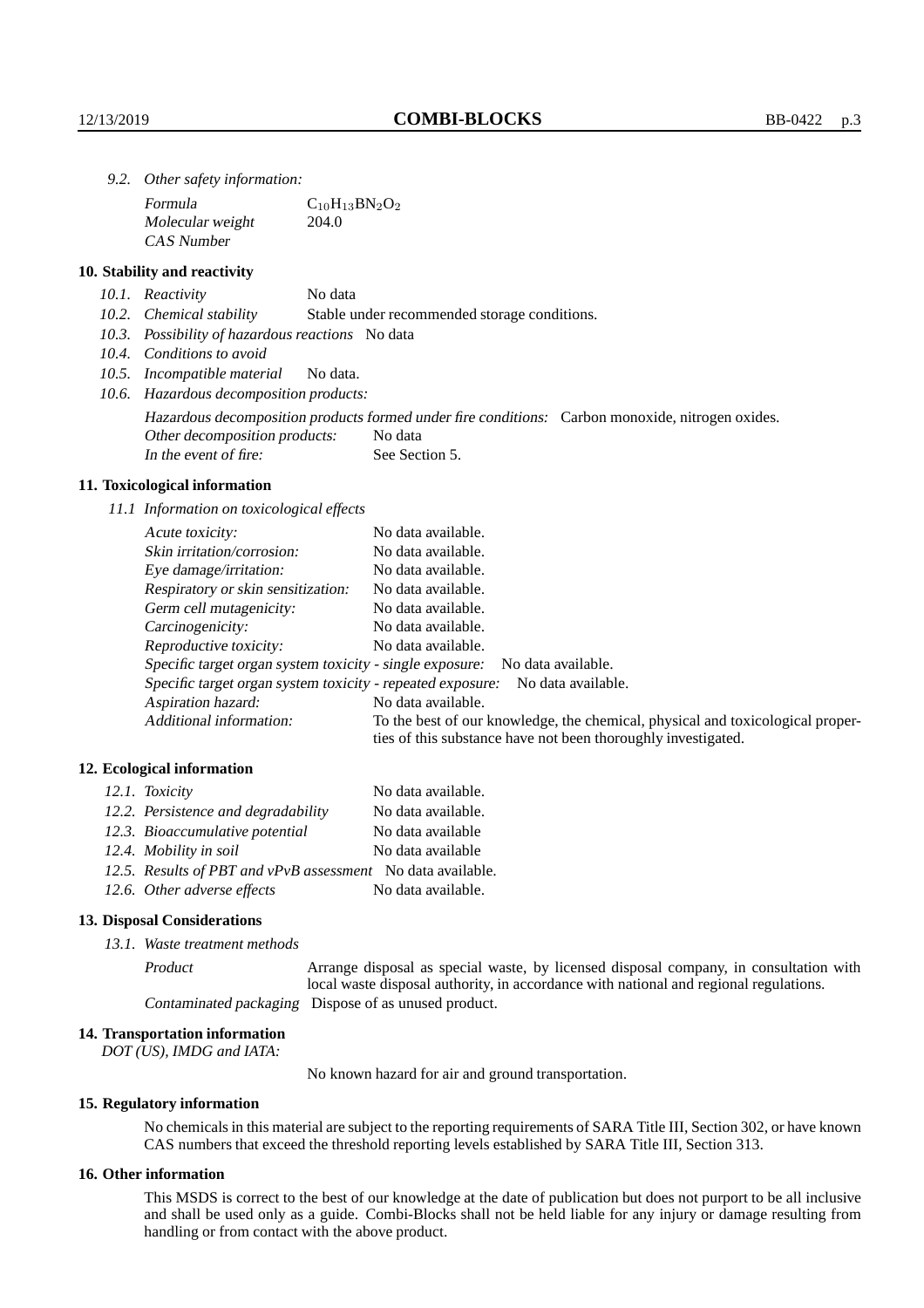*9.2. Other safety information:*

| | |
|---|---|
| *Formula* | $C_{10}H_{13}BN_2O_2$ |
| *Molecular weight* | 204.0 |
| *CAS Number* | |

### 10. Stability and reactivity

*10.1. Reactivity* No data

*10.2. Chemical stability* Stable under recommended storage conditions.

*10.3. Possibility of hazardous reactions* No data

*10.4. Conditions to avoid*

*10.5. Incompatible material* No data.

*10.6. Hazardous decomposition products:*

*Hazardous decomposition products formed under fire conditions:* Carbon monoxide, nitrogen oxides.

*Other decomposition products:* No data

*In the event of fire:* See Section 5.

### 11. Toxicological information

*11.1 Information on toxicological effects*

| | |
|---|---|
| *Acute toxicity:* | No data available. |
| *Skin irritation/corrosion:* | No data available. |
| *Eye damage/irritation:* | No data available. |
| *Respiratory or skin sensitization:* | No data available. |
| *Germ cell mutagenicity:* | No data available. |
| *Carcinogenicity:* | No data available. |
| *Reproductive toxicity:* | No data available. |
| *Specific target organ system toxicity - single exposure:* | No data available. |
| *Specific target organ system toxicity - repeated exposure:* | No data available. |
| *Aspiration hazard:* | No data available. |
| *Additional information:* | To the best of our knowledge, the chemical, physical and toxicological properties of this substance have not been thoroughly investigated. |

### 12. Ecological information

| | |
|---|---|
| *12.1. Toxicity* | No data available. |
| *12.2. Persistence and degradability* | No data available. |
| *12.3. Bioaccumulative potential* | No data available |
| *12.4. Mobility in soil* | No data available |
| *12.5. Results of PBT and vPvB assessment* | No data available. |
| *12.6. Other adverse effects* | No data available. |

### 13. Disposal Considerations

*13.1. Waste treatment methods*

*Product* Arrange disposal as special waste, by licensed disposal company, in consultation with local waste disposal authority, in accordance with national and regional regulations.

*Contaminated packaging* Dispose of as unused product.

### 14. Transportation information

*DOT (US), IMDG and IATA:*

No known hazard for air and ground transportation.

### 15. Regulatory information

No chemicals in this material are subject to the reporting requirements of SARA Title III, Section 302, or have known CAS numbers that exceed the threshold reporting levels established by SARA Title III, Section 313.

### 16. Other information

This MSDS is correct to the best of our knowledge at the date of publication but does not purport to be all inclusive and shall be used only as a guide. Combi-Blocks shall not be held liable for any injury or damage resulting from handling or from contact with the above product.